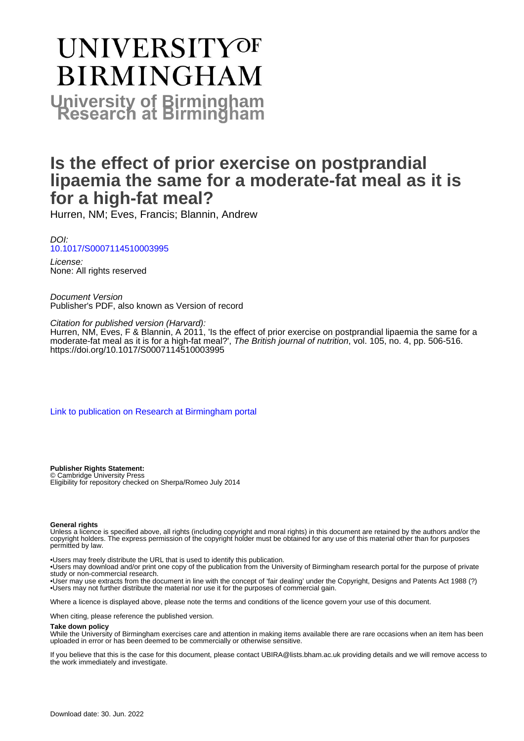# UNIVERSITY OF BIRMINGHAM

## University of Birmingham Research at Birmingham

# Is the effect of prior exercise on postprandial lipaemia the same for a moderate-fat meal as it is for a high-fat meal?

Hurren, NM; Eves, Francis; Blannin, Andrew

*DOI:*
[10.1017/S0007114510003995](https://doi.org/10.1017/S0007114510003995)

*License:*
None: All rights reserved

*Document Version*
Publisher's PDF, also known as Version of record

*Citation for published version (Harvard):*
Hurren, NM, Eves, F & Blannin, A 2011, 'Is the effect of prior exercise on postprandial lipaemia the same for a moderate-fat meal as it is for a high-fat meal?', *The British journal of nutrition*, vol. 105, no. 4, pp. 506-516. https://doi.org/10.1017/S0007114510003995

[Link to publication on Research at Birmingham portal](#)

**Publisher Rights Statement:**
© Cambridge University Press
Eligibility for repository checked on Sherpa/Romeo July 2014

**General rights**
Unless a licence is specified above, all rights (including copyright and moral rights) in this document are retained by the authors and/or the copyright holders. The express permission of the copyright holder must be obtained for any use of this material other than for purposes permitted by law.

•Users may freely distribute the URL that is used to identify this publication.
•Users may download and/or print one copy of the publication from the University of Birmingham research portal for the purpose of private study or non-commercial research.
•User may use extracts from the document in line with the concept of 'fair dealing' under the Copyright, Designs and Patents Act 1988 (?)
•Users may not further distribute the material nor use it for the purposes of commercial gain.

Where a licence is displayed above, please note the terms and conditions of the licence govern your use of this document.

When citing, please reference the published version.

**Take down policy**
While the University of Birmingham exercises care and attention in making items available there are rare occasions when an item has been uploaded in error or has been deemed to be commercially or otherwise sensitive.

If you believe that this is the case for this document, please contact UBIRA@lists.bham.ac.uk providing details and we will remove access to the work immediately and investigate.

Download date: 30. Jun. 2022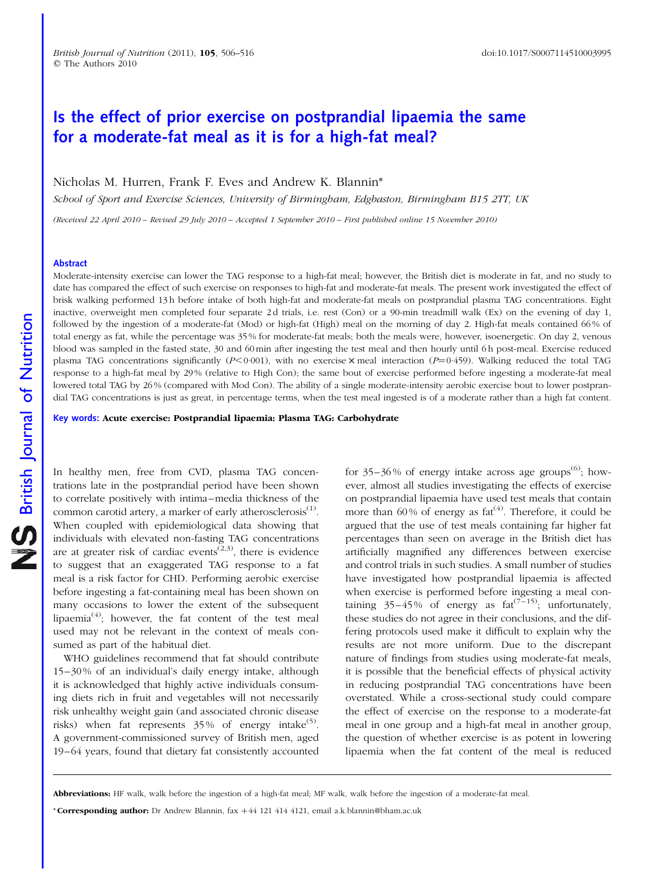# Is the effect of prior exercise on postprandial lipaemia the same for a moderate-fat meal as it is for a high-fat meal?

Nicholas M. Hurren, Frank F. Eves and Andrew K. Blannin*

*School of Sport and Exercise Sciences, University of Birmingham, Edgbaston, Birmingham B15 2TT, UK*

*(Received 22 April 2010 – Revised 29 July 2010 – Accepted 1 September 2010 – First published online 15 November 2010)*

## Abstract

Moderate-intensity exercise can lower the TAG response to a high-fat meal; however, the British diet is moderate in fat, and no study to date has compared the effect of such exercise on responses to high-fat and moderate-fat meals. The present work investigated the effect of brisk walking performed 13 h before intake of both high-fat and moderate-fat meals on postprandial plasma TAG concentrations. Eight inactive, overweight men completed four separate 2 d trials, i.e. rest (Con) or a 90-min treadmill walk (Ex) on the evening of day 1, followed by the ingestion of a moderate-fat (Mod) or high-fat (High) meal on the morning of day 2. High-fat meals contained 66 % of total energy as fat, while the percentage was 35 % for moderate-fat meals; both the meals were, however, isoenergetic. On day 2, venous blood was sampled in the fasted state, 30 and 60 min after ingesting the test meal and then hourly until 6 h post-meal. Exercise reduced plasma TAG concentrations significantly ($P<0·001$), with no exercise × meal interaction ($P=0·459$). Walking reduced the total TAG response to a high-fat meal by 29 % (relative to High Con); the same bout of exercise performed before ingesting a moderate-fat meal lowered total TAG by 26 % (compared with Mod Con). The ability of a single moderate-intensity aerobic exercise bout to lower postprandial TAG concentrations is just as great, in percentage terms, when the test meal ingested is of a moderate rather than a high fat content.

**Key words: Acute exercise: Postprandial lipaemia: Plasma TAG: Carbohydrate**

In healthy men, free from CVD, plasma TAG concentrations late in the postprandial period have been shown to correlate positively with intima–media thickness of the common carotid artery, a marker of early atherosclerosis[1]. When coupled with epidemiological data showing that individuals with elevated non-fasting TAG concentrations are at greater risk of cardiac events[2,3], there is evidence to suggest that an exaggerated TAG response to a fat meal is a risk factor for CHD. Performing aerobic exercise before ingesting a fat-containing meal has been shown on many occasions to lower the extent of the subsequent lipaemia[4]; however, the fat content of the test meal used may not be relevant in the context of meals consumed as part of the habitual diet.

WHO guidelines recommend that fat should contribute 15–30 % of an individual's daily energy intake, although it is acknowledged that highly active individuals consuming diets rich in fruit and vegetables will not necessarily risk unhealthy weight gain (and associated chronic disease risks) when fat represents 35 % of energy intake[5]. A government-commissioned survey of British men, aged 19–64 years, found that dietary fat consistently accounted for 35–36 % of energy intake across age groups[6]; however, almost all studies investigating the effects of exercise on postprandial lipaemia have used test meals that contain more than 60 % of energy as fat[4]. Therefore, it could be argued that the use of test meals containing far higher fat percentages than seen on average in the British diet has artificially magnified any differences between exercise and control trials in such studies. A small number of studies have investigated how postprandial lipaemia is affected when exercise is performed before ingesting a meal containing 35–45 % of energy as fat[7–15]; unfortunately, these studies do not agree in their conclusions, and the differing protocols used make it difficult to explain why the results are not more uniform. Due to the discrepant nature of findings from studies using moderate-fat meals, it is possible that the beneficial effects of physical activity in reducing postprandial TAG concentrations have been overstated. While a cross-sectional study could compare the effect of exercise on the response to a moderate-fat meal in one group and a high-fat meal in another group, the question of whether exercise is as potent in lowering lipaemia when the fat content of the meal is reduced

**Abbreviations:** HF walk, walk before the ingestion of a high-fat meal; MF walk, walk before the ingestion of a moderate-fat meal.

***Corresponding author:** Dr Andrew Blannin, fax +44 121 414 4121, email a.k.blannin@bham.ac.uk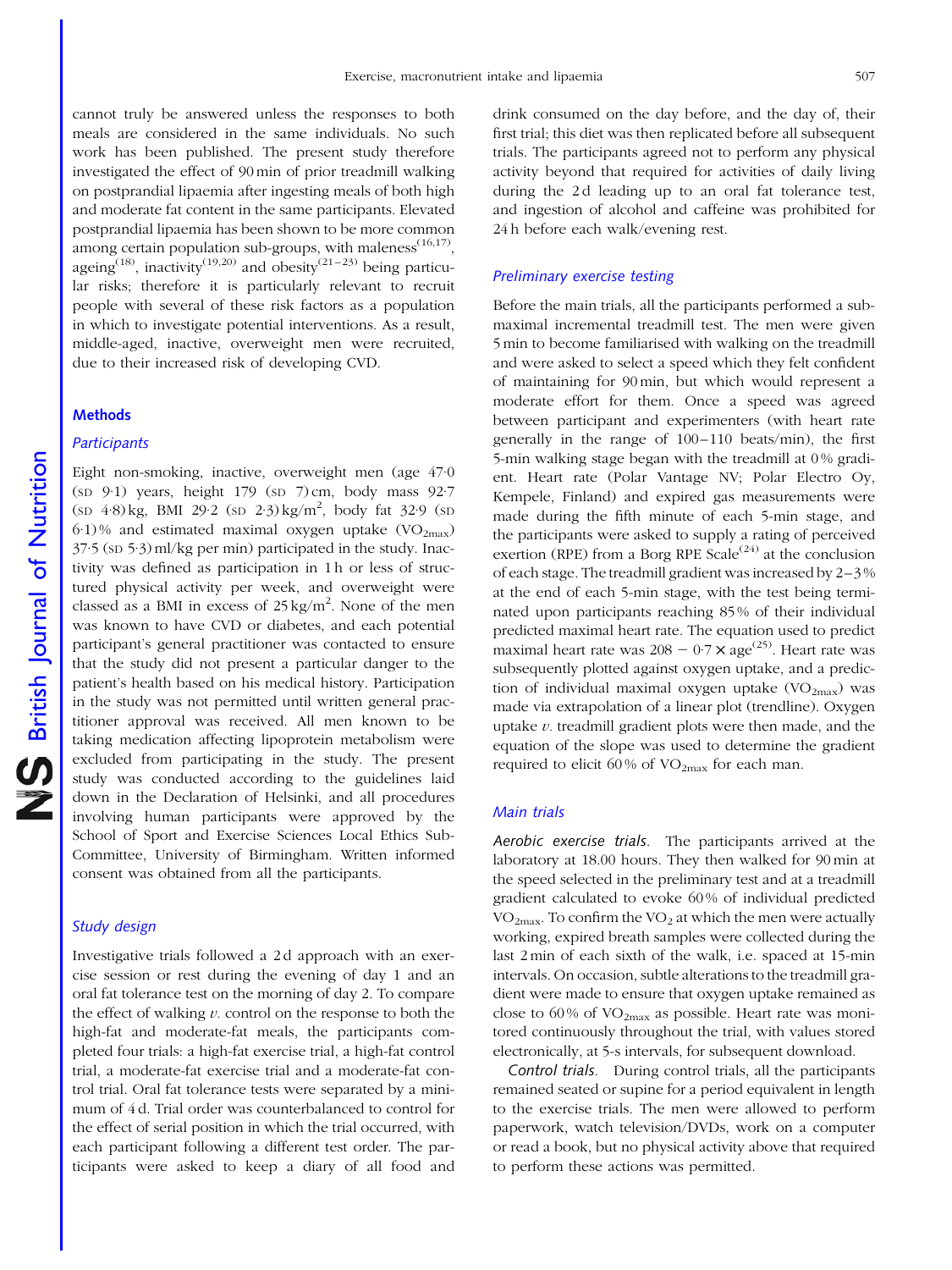cannot truly be answered unless the responses to both meals are considered in the same individuals. No such work has been published. The present study therefore investigated the effect of 90 min of prior treadmill walking on postprandial lipaemia after ingesting meals of both high and moderate fat content in the same participants. Elevated postprandial lipaemia has been shown to be more common among certain population sub-groups, with maleness[16,17], ageing[18], inactivity[19,20] and obesity[21–23] being particular risks; therefore it is particularly relevant to recruit people with several of these risk factors as a population in which to investigate potential interventions. As a result, middle-aged, inactive, overweight men were recruited, due to their increased risk of developing CVD.

## Methods

### Participants

Eight non-smoking, inactive, overweight men (age 47·0 (SD 9·1) years, height 179 (SD 7) cm, body mass 92·7 (SD 4·8) kg, BMI 29·2 (SD 2·3) kg/m$^2$, body fat 32·9 (SD 6·1) % and estimated maximal oxygen uptake ($VO_{2max}$) 37·5 (SD 5·3) ml/kg per min) participated in the study. Inactivity was defined as participation in 1 h or less of structured physical activity per week, and overweight were classed as a BMI in excess of 25 kg/m$^2$. None of the men was known to have CVD or diabetes, and each potential participant's general practitioner was contacted to ensure that the study did not present a particular danger to the patient's health based on his medical history. Participation in the study was not permitted until written general practitioner approval was received. All men known to be taking medication affecting lipoprotein metabolism were excluded from participating in the study. The present study was conducted according to the guidelines laid down in the Declaration of Helsinki, and all procedures involving human participants were approved by the School of Sport and Exercise Sciences Local Ethics Sub-Committee, University of Birmingham. Written informed consent was obtained from all the participants.

### Study design

Investigative trials followed a 2 d approach with an exercise session or rest during the evening of day 1 and an oral fat tolerance test on the morning of day 2. To compare the effect of walking *v.* control on the response to both the high-fat and moderate-fat meals, the participants completed four trials: a high-fat exercise trial, a high-fat control trial, a moderate-fat exercise trial and a moderate-fat control trial. Oral fat tolerance tests were separated by a minimum of 4 d. Trial order was counterbalanced to control for the effect of serial position in which the trial occurred, with each participant following a different test order. The participants were asked to keep a diary of all food and drink consumed on the day before, and the day of, their first trial; this diet was then replicated before all subsequent trials. The participants agreed not to perform any physical activity beyond that required for activities of daily living during the 2 d leading up to an oral fat tolerance test, and ingestion of alcohol and caffeine was prohibited for 24 h before each walk/evening rest.

### Preliminary exercise testing

Before the main trials, all the participants performed a submaximal incremental treadmill test. The men were given 5 min to become familiarised with walking on the treadmill and were asked to select a speed which they felt confident of maintaining for 90 min, but which would represent a moderate effort for them. Once a speed was agreed between participant and experimenters (with heart rate generally in the range of 100–110 beats/min), the first 5-min walking stage began with the treadmill at 0 % gradient. Heart rate (Polar Vantage NV; Polar Electro Oy, Kempele, Finland) and expired gas measurements were made during the fifth minute of each 5-min stage, and the participants were asked to supply a rating of perceived exertion (RPE) from a Borg RPE Scale[24] at the conclusion of each stage. The treadmill gradient was increased by 2–3 % at the end of each 5-min stage, with the test being terminated upon participants reaching 85 % of their individual predicted maximal heart rate. The equation used to predict maximal heart rate was $208 - 0{\cdot}7 \times \text{age}$[25]. Heart rate was subsequently plotted against oxygen uptake, and a prediction of individual maximal oxygen uptake ($VO_{2max}$) was made via extrapolation of a linear plot (trendline). Oxygen uptake *v.* treadmill gradient plots were then made, and the equation of the slope was used to determine the gradient required to elicit 60 % of $VO_{2max}$ for each man.

### Main trials

*Aerobic exercise trials*. The participants arrived at the laboratory at 18.00 hours. They then walked for 90 min at the speed selected in the preliminary test and at a treadmill gradient calculated to evoke 60 % of individual predicted $VO_{2max}$. To confirm the $VO_2$ at which the men were actually working, expired breath samples were collected during the last 2 min of each sixth of the walk, i.e. spaced at 15-min intervals. On occasion, subtle alterations to the treadmill gradient were made to ensure that oxygen uptake remained as close to 60 % of $VO_{2max}$ as possible. Heart rate was monitored continuously throughout the trial, with values stored electronically, at 5-s intervals, for subsequent download.

*Control trials*. During control trials, all the participants remained seated or supine for a period equivalent in length to the exercise trials. The men were allowed to perform paperwork, watch television/DVDs, work on a computer or read a book, but no physical activity above that required to perform these actions was permitted.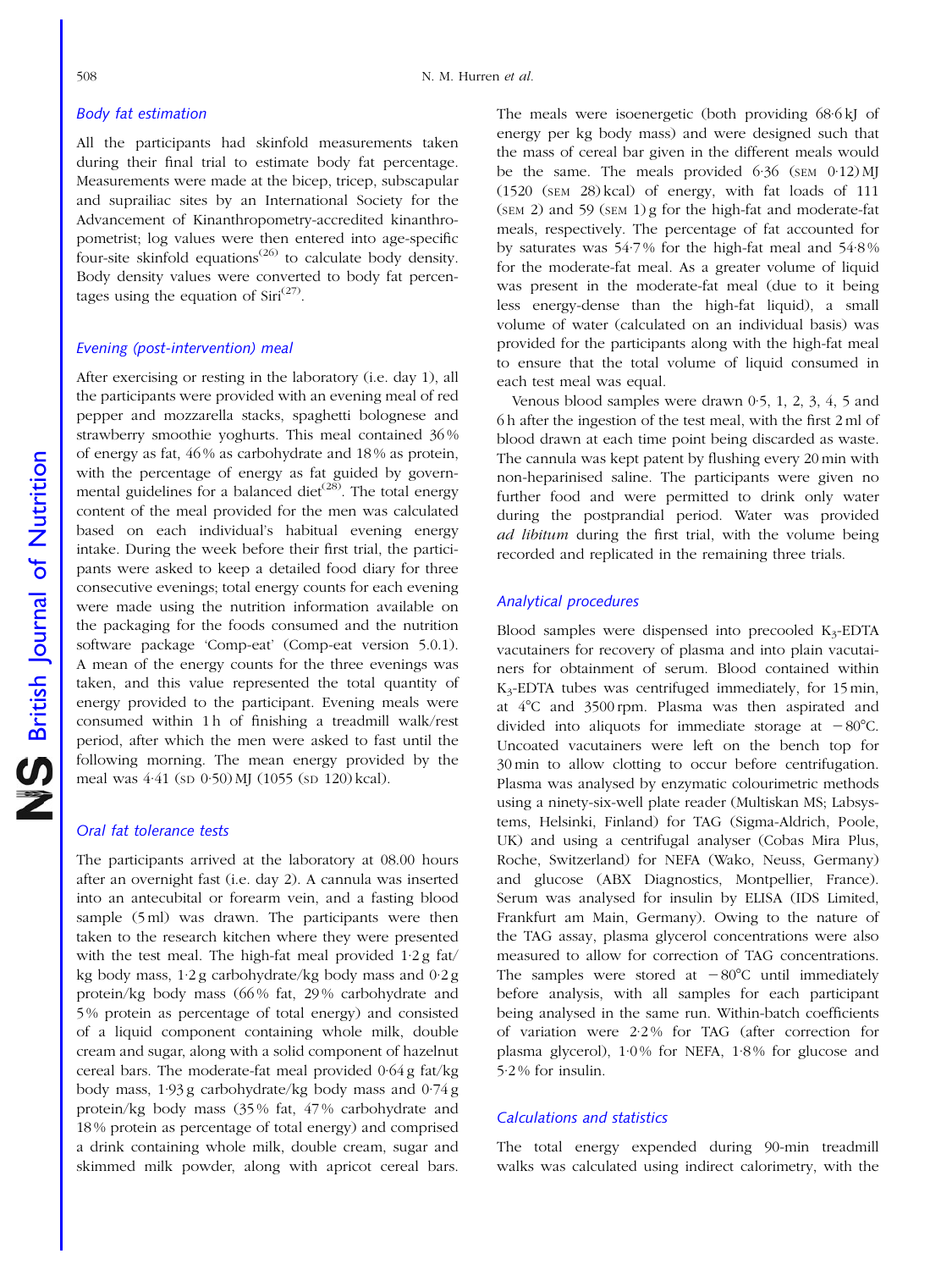### Body fat estimation

All the participants had skinfold measurements taken during their final trial to estimate body fat percentage. Measurements were made at the bicep, tricep, subscapular and suprailiac sites by an International Society for the Advancement of Kinanthropometry-accredited kinanthropometrist; log values were then entered into age-specific four-site skinfold equations[26] to calculate body density. Body density values were converted to body fat percentages using the equation of Siri[27].

### Evening (post-intervention) meal

After exercising or resting in the laboratory (i.e. day 1), all the participants were provided with an evening meal of red pepper and mozzarella stacks, spaghetti bolognese and strawberry smoothie yoghurts. This meal contained 36 % of energy as fat, 46 % as carbohydrate and 18 % as protein, with the percentage of energy as fat guided by governmental guidelines for a balanced diet[28]. The total energy content of the meal provided for the men was calculated based on each individual's habitual evening energy intake. During the week before their first trial, the participants were asked to keep a detailed food diary for three consecutive evenings; total energy counts for each evening were made using the nutrition information available on the packaging for the foods consumed and the nutrition software package 'Comp-eat' (Comp-eat version 5.0.1). A mean of the energy counts for the three evenings was taken, and this value represented the total quantity of energy provided to the participant. Evening meals were consumed within 1 h of finishing a treadmill walk/rest period, after which the men were asked to fast until the following morning. The mean energy provided by the meal was 4·41 (SD 0·50) MJ (1055 (SD 120) kcal).

### Oral fat tolerance tests

The participants arrived at the laboratory at 08.00 hours after an overnight fast (i.e. day 2). A cannula was inserted into an antecubital or forearm vein, and a fasting blood sample (5 ml) was drawn. The participants were then taken to the research kitchen where they were presented with the test meal. The high-fat meal provided 1·2 g fat/kg body mass, 1·2 g carbohydrate/kg body mass and 0·2 g protein/kg body mass (66 % fat, 29 % carbohydrate and 5 % protein as percentage of total energy) and consisted of a liquid component containing whole milk, double cream and sugar, along with a solid component of hazelnut cereal bars. The moderate-fat meal provided 0·64 g fat/kg body mass, 1·93 g carbohydrate/kg body mass and 0·74 g protein/kg body mass (35 % fat, 47 % carbohydrate and 18 % protein as percentage of total energy) and comprised a drink containing whole milk, double cream, sugar and skimmed milk powder, along with apricot cereal bars. The meals were isoenergetic (both providing 68·6 kJ of energy per kg body mass) and were designed such that the mass of cereal bar given in the different meals would be the same. The meals provided 6·36 (SEM 0·12) MJ (1520 (SEM 28) kcal) of energy, with fat loads of 111 (SEM 2) and 59 (SEM 1) g for the high-fat and moderate-fat meals, respectively. The percentage of fat accounted for by saturates was 54·7 % for the high-fat meal and 54·8 % for the moderate-fat meal. As a greater volume of liquid was present in the moderate-fat meal (due to it being less energy-dense than the high-fat liquid), a small volume of water (calculated on an individual basis) was provided for the participants along with the high-fat meal to ensure that the total volume of liquid consumed in each test meal was equal.

Venous blood samples were drawn 0·5, 1, 2, 3, 4, 5 and 6 h after the ingestion of the test meal, with the first 2 ml of blood drawn at each time point being discarded as waste. The cannula was kept patent by flushing every 20 min with non-heparinised saline. The participants were given no further food and were permitted to drink only water during the postprandial period. Water was provided *ad libitum* during the first trial, with the volume being recorded and replicated in the remaining three trials.

### Analytical procedures

Blood samples were dispensed into precooled $K_3$-EDTA vacutainers for recovery of plasma and into plain vacutainers for obtainment of serum. Blood contained within $K_3$-EDTA tubes was centrifuged immediately, for 15 min, at 4°C and 3500 rpm. Plasma was then aspirated and divided into aliquots for immediate storage at −80°C. Uncoated vacutainers were left on the bench top for 30 min to allow clotting to occur before centrifugation. Plasma was analysed by enzymatic colourimetric methods using a ninety-six-well plate reader (Multiskan MS; Labsystems, Helsinki, Finland) for TAG (Sigma-Aldrich, Poole, UK) and using a centrifugal analyser (Cobas Mira Plus, Roche, Switzerland) for NEFA (Wako, Neuss, Germany) and glucose (ABX Diagnostics, Montpellier, France). Serum was analysed for insulin by ELISA (IDS Limited, Frankfurt am Main, Germany). Owing to the nature of the TAG assay, plasma glycerol concentrations were also measured to allow for correction of TAG concentrations. The samples were stored at −80°C until immediately before analysis, with all samples for each participant being analysed in the same run. Within-batch coefficients of variation were 2·2 % for TAG (after correction for plasma glycerol), 1·0 % for NEFA, 1·8 % for glucose and 5·2 % for insulin.

### Calculations and statistics

The total energy expended during 90-min treadmill walks was calculated using indirect calorimetry, with the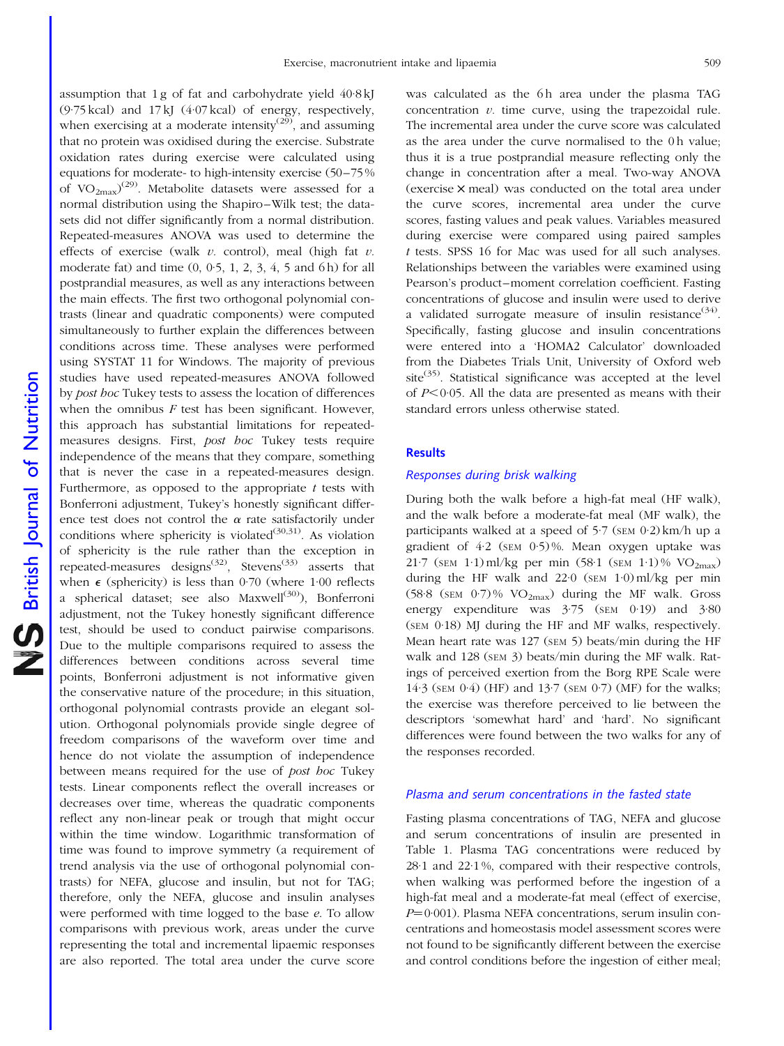assumption that 1 g of fat and carbohydrate yield 40·8 kJ (9·75 kcal) and 17 kJ (4·07 kcal) of energy, respectively, when exercising at a moderate intensity[29], and assuming that no protein was oxidised during the exercise. Substrate oxidation rates during exercise were calculated using equations for moderate- to high-intensity exercise (50–75 % of $VO_{2max}$)[29]. Metabolite datasets were assessed for a normal distribution using the Shapiro–Wilk test; the datasets did not differ significantly from a normal distribution. Repeated-measures ANOVA was used to determine the effects of exercise (walk *v.* control), meal (high fat *v.* moderate fat) and time (0, 0·5, 1, 2, 3, 4, 5 and 6 h) for all postprandial measures, as well as any interactions between the main effects. The first two orthogonal polynomial contrasts (linear and quadratic components) were computed simultaneously to further explain the differences between conditions across time. These analyses were performed using SYSTAT 11 for Windows. The majority of previous studies have used repeated-measures ANOVA followed by *post hoc* Tukey tests to assess the location of differences when the omnibus *F* test has been significant. However, this approach has substantial limitations for repeated-measures designs. First, *post hoc* Tukey tests require independence of the means that they compare, something that is never the case in a repeated-measures design. Furthermore, as opposed to the appropriate *t* tests with Bonferroni adjustment, Tukey's honestly significant difference test does not control the $\alpha$ rate satisfactorily under conditions where sphericity is violated[30,31]. As violation of sphericity is the rule rather than the exception in repeated-measures designs[32], Stevens[33] asserts that when $\epsilon$ (sphericity) is less than 0·70 (where 1·00 reflects a spherical dataset; see also Maxwell[30]), Bonferroni adjustment, not the Tukey honestly significant difference test, should be used to conduct pairwise comparisons. Due to the multiple comparisons required to assess the differences between conditions across several time points, Bonferroni adjustment is not informative given the conservative nature of the procedure; in this situation, orthogonal polynomial contrasts provide an elegant solution. Orthogonal polynomials provide single degree of freedom comparisons of the waveform over time and hence do not violate the assumption of independence between means required for the use of *post hoc* Tukey tests. Linear components reflect the overall increases or decreases over time, whereas the quadratic components reflect any non-linear peak or trough that might occur within the time window. Logarithmic transformation of time was found to improve symmetry (a requirement of trend analysis via the use of orthogonal polynomial contrasts) for NEFA, glucose and insulin, but not for TAG; therefore, only the NEFA, glucose and insulin analyses were performed with time logged to the base *e*. To allow comparisons with previous work, areas under the curve representing the total and incremental lipaemic responses are also reported. The total area under the curve score was calculated as the 6 h area under the plasma TAG concentration *v.* time curve, using the trapezoidal rule. The incremental area under the curve score was calculated as the area under the curve normalised to the 0 h value; thus it is a true postprandial measure reflecting only the change in concentration after a meal. Two-way ANOVA (exercise × meal) was conducted on the total area under the curve scores, incremental area under the curve scores, fasting values and peak values. Variables measured during exercise were compared using paired samples *t* tests. SPSS 16 for Mac was used for all such analyses. Relationships between the variables were examined using Pearson's product–moment correlation coefficient. Fasting concentrations of glucose and insulin were used to derive a validated surrogate measure of insulin resistance[34]. Specifically, fasting glucose and insulin concentrations were entered into a 'HOMA2 Calculator' downloaded from the Diabetes Trials Unit, University of Oxford web site[35]. Statistical significance was accepted at the level of $P < 0·05$. All the data are presented as means with their standard errors unless otherwise stated.

## Results

### Responses during brisk walking

During both the walk before a high-fat meal (HF walk), and the walk before a moderate-fat meal (MF walk), the participants walked at a speed of 5·7 (SEM 0·2) km/h up a gradient of 4·2 (SEM 0·5) %. Mean oxygen uptake was 21·7 (SEM 1·1) ml/kg per min (58·1 (SEM 1·1) % $VO_{2max}$) during the HF walk and 22·0 (SEM 1·0) ml/kg per min (58·8 (SEM 0·7) % $VO_{2max}$) during the MF walk. Gross energy expenditure was 3·75 (SEM 0·19) and 3·80 (SEM 0·18) MJ during the HF and MF walks, respectively. Mean heart rate was 127 (SEM 5) beats/min during the HF walk and 128 (SEM 3) beats/min during the MF walk. Ratings of perceived exertion from the Borg RPE Scale were 14·3 (SEM 0·4) (HF) and 13·7 (SEM 0·7) (MF) for the walks; the exercise was therefore perceived to lie between the descriptors 'somewhat hard' and 'hard'. No significant differences were found between the two walks for any of the responses recorded.

### Plasma and serum concentrations in the fasted state

Fasting plasma concentrations of TAG, NEFA and glucose and serum concentrations of insulin are presented in Table 1. Plasma TAG concentrations were reduced by 28·1 and 22·1 %, compared with their respective controls, when walking was performed before the ingestion of a high-fat meal and a moderate-fat meal (effect of exercise, $P = 0·001$). Plasma NEFA concentrations, serum insulin concentrations and homeostasis model assessment scores were not found to be significantly different between the exercise and control conditions before the ingestion of either meal;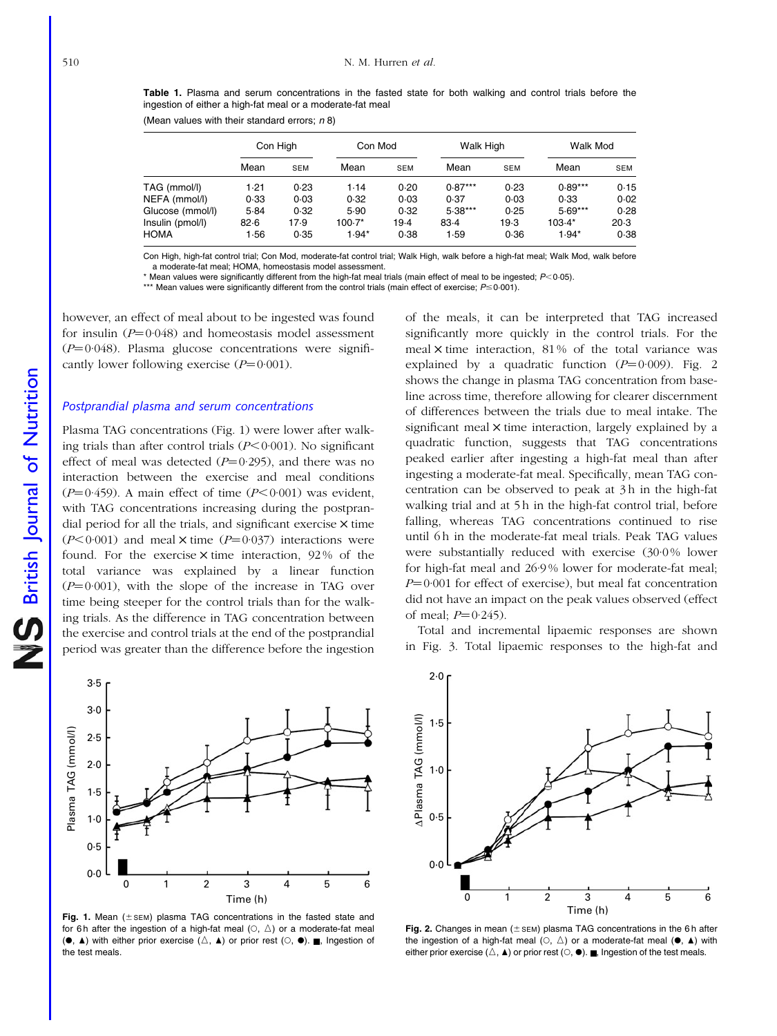**Table 1.** Plasma and serum concentrations in the fasted state for both walking and control trials before the ingestion of either a high-fat meal or a moderate-fat meal

(Mean values with their standard errors; *n* 8)

| | Con High | | Con Mod | | Walk High | | Walk Mod | |
|---|---|---|---|---|---|---|---|---|
| | Mean | SEM | Mean | SEM | Mean | SEM | Mean | SEM |
| TAG (mmol/l) | 1·21 | 0·23 | 1·14 | 0·20 | 0·87*** | 0·23 | 0·89*** | 0·15 |
| NEFA (mmol/l) | 0·33 | 0·03 | 0·32 | 0·03 | 0·37 | 0·03 | 0·33 | 0·02 |
| Glucose (mmol/l) | 5·84 | 0·32 | 5·90 | 0·32 | 5·38*** | 0·25 | 5·69*** | 0·28 |
| Insulin (pmol/l) | 82·6 | 17·9 | 100·7* | 19·4 | 83·4 | 19·3 | 103·4* | 20·3 |
| HOMA | 1·56 | 0·35 | 1·94* | 0·38 | 1·59 | 0·36 | 1·94* | 0·38 |

Con High, high-fat control trial; Con Mod, moderate-fat control trial; Walk High, walk before a high-fat meal; Walk Mod, walk before a moderate-fat meal; HOMA, homeostasis model assessment.

\* Mean values were significantly different from the high-fat meal trials (main effect of meal to be ingested; $P<0·05$).

\*\*\* Mean values were significantly different from the control trials (main effect of exercise; $P\leq0·001$).

however, an effect of meal about to be ingested was found for insulin ($P=0·048$) and homeostasis model assessment ($P=0·048$). Plasma glucose concentrations were significantly lower following exercise ($P=0·001$).

### *Postprandial plasma and serum concentrations*

Plasma TAG concentrations (Fig. 1) were lower after walking trials than after control trials ($P<0·001$). No significant effect of meal was detected ($P=0·295$), and there was no interaction between the exercise and meal conditions ($P=0·459$). A main effect of time ($P<0·001$) was evident, with TAG concentrations increasing during the postprandial period for all the trials, and significant exercise × time ($P<0·001$) and meal × time ($P=0·037$) interactions were found. For the exercise × time interaction, 92 % of the total variance was explained by a linear function ($P=0·001$), with the slope of the increase in TAG over time being steeper for the control trials than for the walking trials. As the difference in TAG concentration between the exercise and control trials at the end of the postprandial period was greater than the difference before the ingestion of the meals, it can be interpreted that TAG increased significantly more quickly in the control trials. For the meal × time interaction, 81 % of the total variance was explained by a quadratic function ($P=0·009$). Fig. 2 shows the change in plasma TAG concentration from baseline across time, therefore allowing for clearer discernment of differences between the trials due to meal intake. The significant meal × time interaction, largely explained by a quadratic function, suggests that TAG concentrations peaked earlier after ingesting a high-fat meal than after ingesting a moderate-fat meal. Specifically, mean TAG concentration can be observed to peak at 3 h in the high-fat walking trial and at 5 h in the high-fat control trial, before falling, whereas TAG concentrations continued to rise until 6 h in the moderate-fat meal trials. Peak TAG values were substantially reduced with exercise (30·0 % lower for high-fat meal and 26·9 % lower for moderate-fat meal; $P=0·001$ for effect of exercise), but meal fat concentration did not have an impact on the peak values observed (effect of meal; $P=0·245$).

Total and incremental lipaemic responses are shown in Fig. 3. Total lipaemic responses to the high-fat and

**Fig. 1.** Mean (± SEM) plasma TAG concentrations in the fasted state and for 6 h after the ingestion of a high-fat meal (○, △) or a moderate-fat meal (●, ▲) with either prior exercise (△, ▲) or prior rest (○, ●). ■, Ingestion of the test meals.

**Fig. 2.** Changes in mean (± SEM) plasma TAG concentrations in the 6 h after the ingestion of a high-fat meal (○, △) or a moderate-fat meal (●, ▲) with either prior exercise (△, ▲) or prior rest (○, ●). ■, Ingestion of the test meals.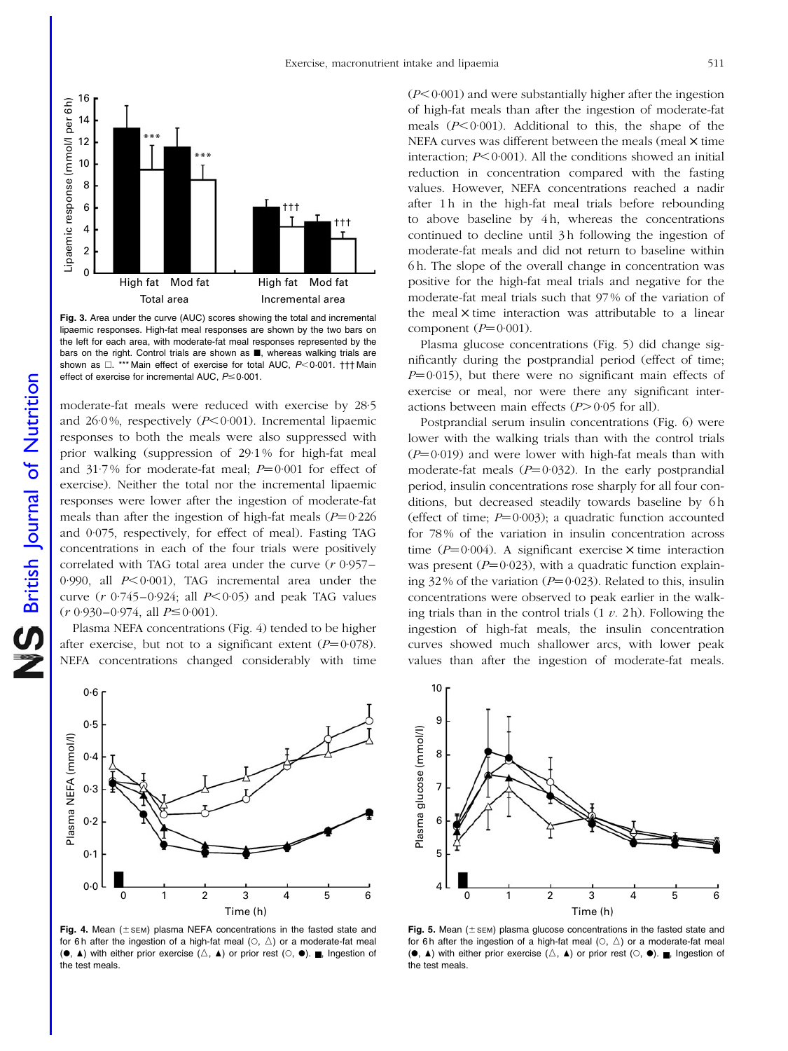Fig. 3. Area under the curve (AUC) scores showing the total and incremental lipaemic responses. High-fat meal responses are shown by the two bars on the left for each area, with moderate-fat meal responses represented by the bars on the right. Control trials are shown as ■, whereas walking trials are shown as □. *** Main effect of exercise for total AUC, $P<0.001$. ††† Main effect of exercise for incremental AUC, $P\leq0.001$.

moderate-fat meals were reduced with exercise by 28·5 and 26·0 %, respectively ($P<0.001$). Incremental lipaemic responses to both the meals were also suppressed with prior walking (suppression of 29·1 % for high-fat meal and 31·7 % for moderate-fat meal; $P=0.001$ for effect of exercise). Neither the total nor the incremental lipaemic responses were lower after the ingestion of moderate-fat meals than after the ingestion of high-fat meals ($P=0.226$ and 0·075, respectively, for effect of meal). Fasting TAG concentrations in each of the four trials were positively correlated with TAG total area under the curve ($r$ 0·957–0·990, all $P<0.001$), TAG incremental area under the curve ($r$ 0·745–0·924; all $P<0.05$) and peak TAG values ($r$ 0·930–0·974, all $P\leq0.001$).

Plasma NEFA concentrations (Fig. 4) tended to be higher after exercise, but not to a significant extent ($P=0.078$). NEFA concentrations changed considerably with time ($P<0.001$) and were substantially higher after the ingestion of high-fat meals than after the ingestion of moderate-fat meals ($P<0.001$). Additional to this, the shape of the NEFA curves was different between the meals (meal × time interaction; $P<0.001$). All the conditions showed an initial reduction in concentration compared with the fasting values. However, NEFA concentrations reached a nadir after 1 h in the high-fat meal trials before rebounding to above baseline by 4 h, whereas the concentrations continued to decline until 3 h following the ingestion of moderate-fat meals and did not return to baseline within 6 h. The slope of the overall change in concentration was positive for the high-fat meal trials and negative for the moderate-fat meal trials such that 97 % of the variation of the meal × time interaction was attributable to a linear component ($P=0.001$).

Plasma glucose concentrations (Fig. 5) did change significantly during the postprandial period (effect of time; $P=0.015$), but there were no significant main effects of exercise or meal, nor were there any significant interactions between main effects ($P>0.05$ for all).

Postprandial serum insulin concentrations (Fig. 6) were lower with the walking trials than with the control trials ($P=0.019$) and were lower with high-fat meals than with moderate-fat meals ($P=0.032$). In the early postprandial period, insulin concentrations rose sharply for all four conditions, but decreased steadily towards baseline by 6 h (effect of time; $P=0.003$); a quadratic function accounted for 78 % of the variation in insulin concentration across time ($P=0.004$). A significant exercise × time interaction was present ($P=0.023$), with a quadratic function explaining 32 % of the variation ($P=0.023$). Related to this, insulin concentrations were observed to peak earlier in the walking trials than in the control trials (1 *v.* 2 h). Following the ingestion of high-fat meals, the insulin concentration curves showed much shallower arcs, with lower peak values than after the ingestion of moderate-fat meals.

Fig. 4. Mean (± SEM) plasma NEFA concentrations in the fasted state and for 6 h after the ingestion of a high-fat meal (○, △) or a moderate-fat meal (●, ▲) with either prior exercise (△, ▲) or prior rest (○, ●). ■, Ingestion of the test meals.

Fig. 5. Mean (± SEM) plasma glucose concentrations in the fasted state and for 6 h after the ingestion of a high-fat meal (○, △) or a moderate-fat meal (●, ▲) with either prior exercise (△, ▲) or prior rest (○, ●). ■, Ingestion of the test meals.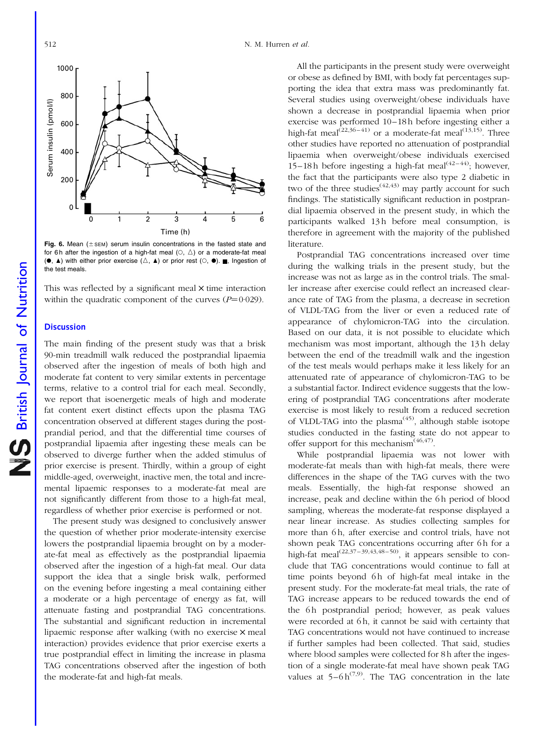Fig. 6. Mean (±SEM) serum insulin concentrations in the fasted state and for 6 h after the ingestion of a high-fat meal (○, △) or a moderate-fat meal (●, ▲) with either prior exercise (△, ▲) or prior rest (○, ●). ■, Ingestion of the test meals.

This was reflected by a significant meal × time interaction within the quadratic component of the curves ($P=0·029$).

## Discussion

The main finding of the present study was that a brisk 90-min treadmill walk reduced the postprandial lipaemia observed after the ingestion of meals of both high and moderate fat content to very similar extents in percentage terms, relative to a control trial for each meal. Secondly, we report that isoenergetic meals of high and moderate fat content exert distinct effects upon the plasma TAG concentration observed at different stages during the postprandial period, and that the differential time courses of postprandial lipaemia after ingesting these meals can be observed to diverge further when the added stimulus of prior exercise is present. Thirdly, within a group of eight middle-aged, overweight, inactive men, the total and incremental lipaemic responses to a moderate-fat meal are not significantly different from those to a high-fat meal, regardless of whether prior exercise is performed or not.

The present study was designed to conclusively answer the question of whether prior moderate-intensity exercise lowers the postprandial lipaemia brought on by a moderate-fat meal as effectively as the postprandial lipaemia observed after the ingestion of a high-fat meal. Our data support the idea that a single brisk walk, performed on the evening before ingesting a meal containing either a moderate or a high percentage of energy as fat, will attenuate fasting and postprandial TAG concentrations. The substantial and significant reduction in incremental lipaemic response after walking (with no exercise × meal interaction) provides evidence that prior exercise exerts a true postprandial effect in limiting the increase in plasma TAG concentrations observed after the ingestion of both the moderate-fat and high-fat meals.

All the participants in the present study were overweight or obese as defined by BMI, with body fat percentages supporting the idea that extra mass was predominantly fat. Several studies using overweight/obese individuals have shown a decrease in postprandial lipaemia when prior exercise was performed 10–18 h before ingesting either a high-fat meal[22,36–41] or a moderate-fat meal[13,15]. Three other studies have reported no attenuation of postprandial lipaemia when overweight/obese individuals exercised 15–18 h before ingesting a high-fat meal[42–44]; however, the fact that the participants were also type 2 diabetic in two of the three studies[42,43] may partly account for such findings. The statistically significant reduction in postprandial lipaemia observed in the present study, in which the participants walked 13 h before meal consumption, is therefore in agreement with the majority of the published literature.

Postprandial TAG concentrations increased over time during the walking trials in the present study, but the increase was not as large as in the control trials. The smaller increase after exercise could reflect an increased clearance rate of TAG from the plasma, a decrease in secretion of VLDL-TAG from the liver or even a reduced rate of appearance of chylomicron-TAG into the circulation. Based on our data, it is not possible to elucidate which mechanism was most important, although the 13 h delay between the end of the treadmill walk and the ingestion of the test meals would perhaps make it less likely for an attenuated rate of appearance of chylomicron-TAG to be a substantial factor. Indirect evidence suggests that the lowering of postprandial TAG concentrations after moderate exercise is most likely to result from a reduced secretion of VLDL-TAG into the plasma[45], although stable isotope studies conducted in the fasting state do not appear to offer support for this mechanism[46,47].

While postprandial lipaemia was not lower with moderate-fat meals than with high-fat meals, there were differences in the shape of the TAG curves with the two meals. Essentially, the high-fat response showed an increase, peak and decline within the 6 h period of blood sampling, whereas the moderate-fat response displayed a near linear increase. As studies collecting samples for more than 6 h, after exercise and control trials, have not shown peak TAG concentrations occurring after 6 h for a high-fat meal[22,37–39,43,48–50], it appears sensible to conclude that TAG concentrations would continue to fall at time points beyond 6 h of high-fat meal intake in the present study. For the moderate-fat meal trials, the rate of TAG increase appears to be reduced towards the end of the 6 h postprandial period; however, as peak values were recorded at 6 h, it cannot be said with certainty that TAG concentrations would not have continued to increase if further samples had been collected. That said, studies where blood samples were collected for 8 h after the ingestion of a single moderate-fat meal have shown peak TAG values at 5–6 h[7,9]. The TAG concentration in the late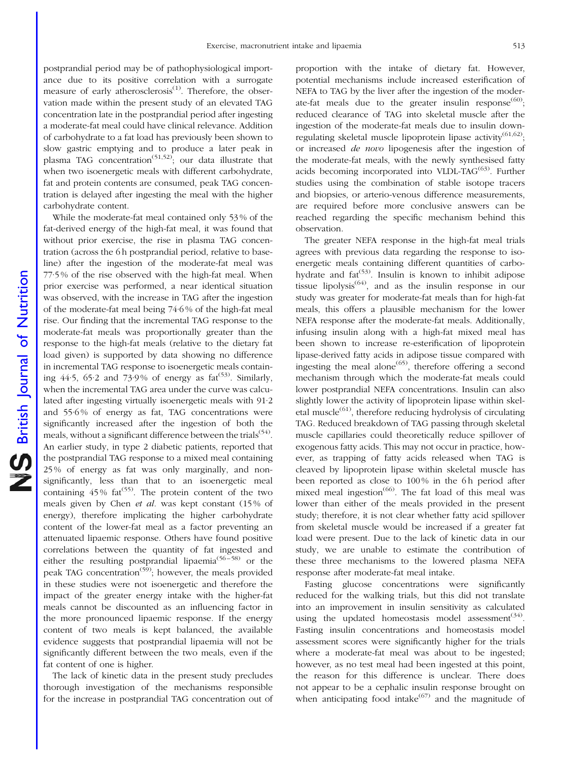postprandial period may be of pathophysiological importance due to its positive correlation with a surrogate measure of early atherosclerosis[1]. Therefore, the observation made within the present study of an elevated TAG concentration late in the postprandial period after ingesting a moderate-fat meal could have clinical relevance. Addition of carbohydrate to a fat load has previously been shown to slow gastric emptying and to produce a later peak in plasma TAG concentration[51,52]; our data illustrate that when two isoenergetic meals with different carbohydrate, fat and protein contents are consumed, peak TAG concentration is delayed after ingesting the meal with the higher carbohydrate content.

While the moderate-fat meal contained only 53 % of the fat-derived energy of the high-fat meal, it was found that without prior exercise, the rise in plasma TAG concentration (across the 6 h postprandial period, relative to baseline) after the ingestion of the moderate-fat meal was 77·5 % of the rise observed with the high-fat meal. When prior exercise was performed, a near identical situation was observed, with the increase in TAG after the ingestion of the moderate-fat meal being 74·6 % of the high-fat meal rise. Our finding that the incremental TAG response to the moderate-fat meals was proportionally greater than the response to the high-fat meals (relative to the dietary fat load given) is supported by data showing no difference in incremental TAG response to isoenergetic meals containing 44·5, 65·2 and 73·9 % of energy as fat[53]. Similarly, when the incremental TAG area under the curve was calculated after ingesting virtually isoenergetic meals with 91·2 and 55·6 % of energy as fat, TAG concentrations were significantly increased after the ingestion of both the meals, without a significant difference between the trials[54]. An earlier study, in type 2 diabetic patients, reported that the postprandial TAG response to a mixed meal containing 25 % of energy as fat was only marginally, and non-significantly, less than that to an isoenergetic meal containing 45 % fat[55]. The protein content of the two meals given by Chen *et al.* was kept constant (15 % of energy), therefore implicating the higher carbohydrate content of the lower-fat meal as a factor preventing an attenuated lipaemic response. Others have found positive correlations between the quantity of fat ingested and either the resulting postprandial lipaemia[56–58] or the peak TAG concentration[59]; however, the meals provided in these studies were not isoenergetic and therefore the impact of the greater energy intake with the higher-fat meals cannot be discounted as an influencing factor in the more pronounced lipaemic response. If the energy content of two meals is kept balanced, the available evidence suggests that postprandial lipaemia will not be significantly different between the two meals, even if the fat content of one is higher.

The lack of kinetic data in the present study precludes thorough investigation of the mechanisms responsible for the increase in postprandial TAG concentration out of proportion with the intake of dietary fat. However, potential mechanisms include increased esterification of NEFA to TAG by the liver after the ingestion of the moderate-fat meals due to the greater insulin response[60]; reduced clearance of TAG into skeletal muscle after the ingestion of the moderate-fat meals due to insulin downregulating skeletal muscle lipoprotein lipase activity[61,62]; or increased *de novo* lipogenesis after the ingestion of the moderate-fat meals, with the newly synthesised fatty acids becoming incorporated into VLDL-TAG[63]. Further studies using the combination of stable isotope tracers and biopsies, or arterio-venous difference measurements, are required before more conclusive answers can be reached regarding the specific mechanism behind this observation.

The greater NEFA response in the high-fat meal trials agrees with previous data regarding the response to isoenergetic meals containing different quantities of carbohydrate and fat[53]. Insulin is known to inhibit adipose tissue lipolysis[64], and as the insulin response in our study was greater for moderate-fat meals than for high-fat meals, this offers a plausible mechanism for the lower NEFA response after the moderate-fat meals. Additionally, infusing insulin along with a high-fat mixed meal has been shown to increase re-esterification of lipoprotein lipase-derived fatty acids in adipose tissue compared with ingesting the meal alone[65], therefore offering a second mechanism through which the moderate-fat meals could lower postprandial NEFA concentrations. Insulin can also slightly lower the activity of lipoprotein lipase within skeletal muscle[61], therefore reducing hydrolysis of circulating TAG. Reduced breakdown of TAG passing through skeletal muscle capillaries could theoretically reduce spillover of exogenous fatty acids. This may not occur in practice, however, as trapping of fatty acids released when TAG is cleaved by lipoprotein lipase within skeletal muscle has been reported as close to 100 % in the 6 h period after mixed meal ingestion[66]. The fat load of this meal was lower than either of the meals provided in the present study; therefore, it is not clear whether fatty acid spillover from skeletal muscle would be increased if a greater fat load were present. Due to the lack of kinetic data in our study, we are unable to estimate the contribution of these three mechanisms to the lowered plasma NEFA response after moderate-fat meal intake.

Fasting glucose concentrations were significantly reduced for the walking trials, but this did not translate into an improvement in insulin sensitivity as calculated using the updated homeostasis model assessment[34]. Fasting insulin concentrations and homeostasis model assessment scores were significantly higher for the trials where a moderate-fat meal was about to be ingested; however, as no test meal had been ingested at this point, the reason for this difference is unclear. There does not appear to be a cephalic insulin response brought on when anticipating food intake[67] and the magnitude of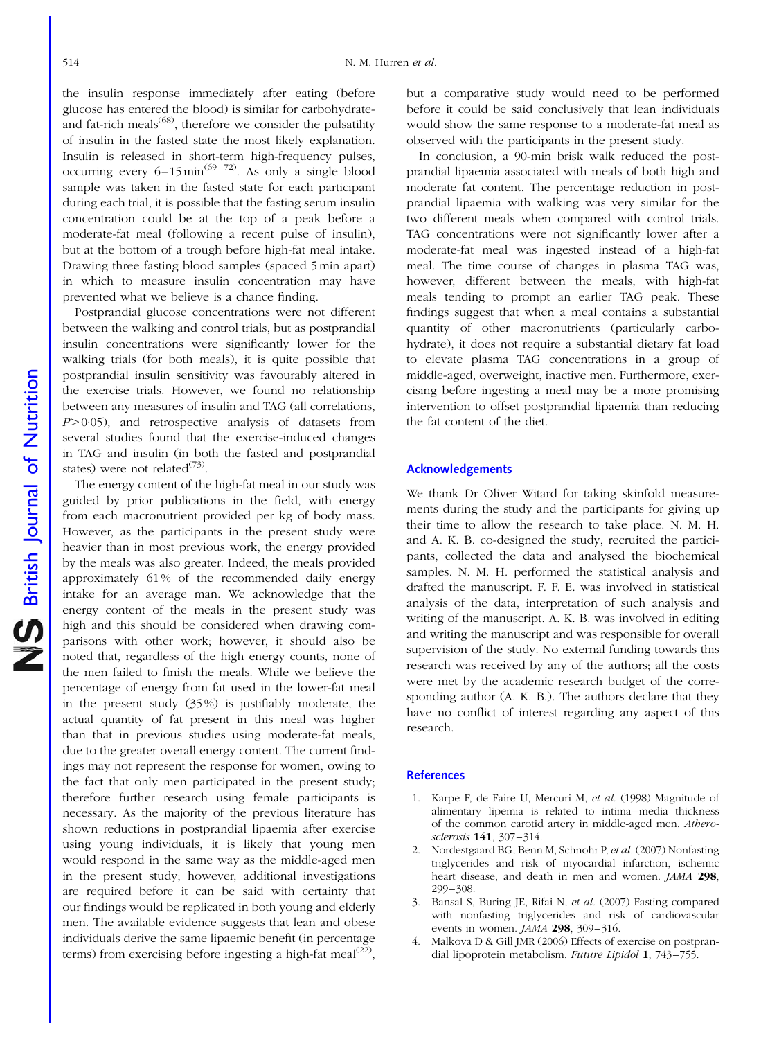the insulin response immediately after eating (before glucose has entered the blood) is similar for carbohydrate- and fat-rich meals[68], therefore we consider the pulsatility of insulin in the fasted state the most likely explanation. Insulin is released in short-term high-frequency pulses, occurring every 6–15 min[69–72]. As only a single blood sample was taken in the fasted state for each participant during each trial, it is possible that the fasting serum insulin concentration could be at the top of a peak before a moderate-fat meal (following a recent pulse of insulin), but at the bottom of a trough before high-fat meal intake. Drawing three fasting blood samples (spaced 5 min apart) in which to measure insulin concentration may have prevented what we believe is a chance finding.

Postprandial glucose concentrations were not different between the walking and control trials, but as postprandial insulin concentrations were significantly lower for the walking trials (for both meals), it is quite possible that postprandial insulin sensitivity was favourably altered in the exercise trials. However, we found no relationship between any measures of insulin and TAG (all correlations, $P > 0.05$), and retrospective analysis of datasets from several studies found that the exercise-induced changes in TAG and insulin (in both the fasted and postprandial states) were not related[73].

The energy content of the high-fat meal in our study was guided by prior publications in the field, with energy from each macronutrient provided per kg of body mass. However, as the participants in the present study were heavier than in most previous work, the energy provided by the meals was also greater. Indeed, the meals provided approximately 61 % of the recommended daily energy intake for an average man. We acknowledge that the energy content of the meals in the present study was high and this should be considered when drawing comparisons with other work; however, it should also be noted that, regardless of the high energy counts, none of the men failed to finish the meals. While we believe the percentage of energy from fat used in the lower-fat meal in the present study (35 %) is justifiably moderate, the actual quantity of fat present in this meal was higher than that in previous studies using moderate-fat meals, due to the greater overall energy content. The current findings may not represent the response for women, owing to the fact that only men participated in the present study; therefore further research using female participants is necessary. As the majority of the previous literature has shown reductions in postprandial lipaemia after exercise using young individuals, it is likely that young men would respond in the same way as the middle-aged men in the present study; however, additional investigations are required before it can be said with certainty that our findings would be replicated in both young and elderly men. The available evidence suggests that lean and obese individuals derive the same lipaemic benefit (in percentage terms) from exercising before ingesting a high-fat meal[22], but a comparative study would need to be performed before it could be said conclusively that lean individuals would show the same response to a moderate-fat meal as observed with the participants in the present study.

In conclusion, a 90-min brisk walk reduced the postprandial lipaemia associated with meals of both high and moderate fat content. The percentage reduction in postprandial lipaemia with walking was very similar for the two different meals when compared with control trials. TAG concentrations were not significantly lower after a moderate-fat meal was ingested instead of a high-fat meal. The time course of changes in plasma TAG was, however, different between the meals, with high-fat meals tending to prompt an earlier TAG peak. These findings suggest that when a meal contains a substantial quantity of other macronutrients (particularly carbohydrate), it does not require a substantial dietary fat load to elevate plasma TAG concentrations in a group of middle-aged, overweight, inactive men. Furthermore, exercising before ingesting a meal may be a more promising intervention to offset postprandial lipaemia than reducing the fat content of the diet.

## Acknowledgements

We thank Dr Oliver Witard for taking skinfold measurements during the study and the participants for giving up their time to allow the research to take place. N. M. H. and A. K. B. co-designed the study, recruited the participants, collected the data and analysed the biochemical samples. N. M. H. performed the statistical analysis and drafted the manuscript. F. F. E. was involved in statistical analysis of the data, interpretation of such analysis and writing of the manuscript. A. K. B. was involved in editing and writing the manuscript and was responsible for overall supervision of the study. No external funding towards this research was received by any of the authors; all the costs were met by the academic research budget of the corresponding author (A. K. B.). The authors declare that they have no conflict of interest regarding any aspect of this research.

## References

1. Karpe F, de Faire U, Mercuri M, *et al.* (1998) Magnitude of alimentary lipemia is related to intima–media thickness of the common carotid artery in middle-aged men. *Atherosclerosis* **141**, 307–314.
2. Nordestgaard BG, Benn M, Schnohr P, *et al.* (2007) Nonfasting triglycerides and risk of myocardial infarction, ischemic heart disease, and death in men and women. *JAMA* **298**, 299–308.
3. Bansal S, Buring JE, Rifai N, *et al.* (2007) Fasting compared with nonfasting triglycerides and risk of cardiovascular events in women. *JAMA* **298**, 309–316.
4. Malkova D & Gill JMR (2006) Effects of exercise on postprandial lipoprotein metabolism. *Future Lipidol* **1**, 743–755.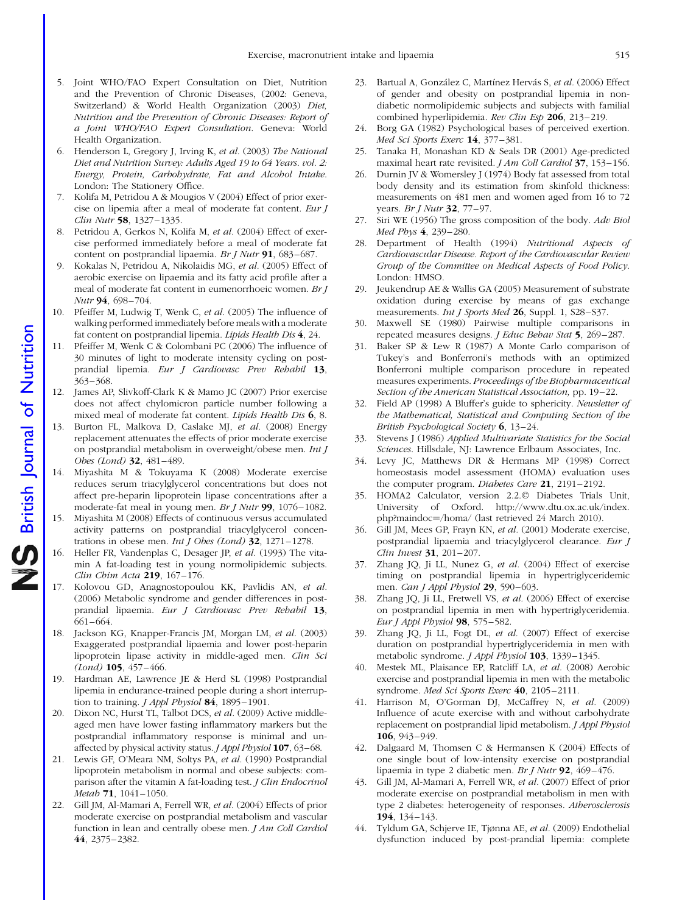5. Joint WHO/FAO Expert Consultation on Diet, Nutrition and the Prevention of Chronic Diseases, (2002: Geneva, Switzerland) & World Health Organization (2003) *Diet, Nutrition and the Prevention of Chronic Diseases: Report of a Joint WHO/FAO Expert Consultation*. Geneva: World Health Organization.
6. Henderson L, Gregory J, Irving K, *et al.* (2003) *The National Diet and Nutrition Survey: Adults Aged 19 to 64 Years. vol. 2: Energy, Protein, Carbohydrate, Fat and Alcohol Intake.* London: The Stationery Office.
7. Kolifa M, Petridou A & Mougios V (2004) Effect of prior exercise on lipemia after a meal of moderate fat content. *Eur J Clin Nutr* **58**, 1327–1335.
8. Petridou A, Gerkos N, Kolifa M, *et al.* (2004) Effect of exercise performed immediately before a meal of moderate fat content on postprandial lipaemia. *Br J Nutr* **91**, 683–687.
9. Kokalas N, Petridou A, Nikolaidis MG, *et al.* (2005) Effect of aerobic exercise on lipaemia and its fatty acid profile after a meal of moderate fat content in eumenorrhoeic women. *Br J Nutr* **94**, 698–704.
10. Pfeiffer M, Ludwig T, Wenk C, *et al.* (2005) The influence of walking performed immediately before meals with a moderate fat content on postprandial lipemia. *Lipids Health Dis* **4**, 24.
11. Pfeiffer M, Wenk C & Colombani PC (2006) The influence of 30 minutes of light to moderate intensity cycling on postprandial lipemia. *Eur J Cardiovasc Prev Rehabil* **13**, 363–368.
12. James AP, Slivkoff-Clark K & Mamo JC (2007) Prior exercise does not affect chylomicron particle number following a mixed meal of moderate fat content. *Lipids Health Dis* **6**, 8.
13. Burton FL, Malkova D, Caslake MJ, *et al.* (2008) Energy replacement attenuates the effects of prior moderate exercise on postprandial metabolism in overweight/obese men. *Int J Obes (Lond)* **32**, 481–489.
14. Miyashita M & Tokuyama K (2008) Moderate exercise reduces serum triacylglycerol concentrations but does not affect pre-heparin lipoprotein lipase concentrations after a moderate-fat meal in young men. *Br J Nutr* **99**, 1076–1082.
15. Miyashita M (2008) Effects of continuous versus accumulated activity patterns on postprandial triacylglycerol concentrations in obese men. *Int J Obes (Lond)* **32**, 1271–1278.
16. Heller FR, Vandenplas C, Desager JP, *et al.* (1993) The vitamin A fat-loading test in young normolipidemic subjects. *Clin Chim Acta* **219**, 167–176.
17. Kolovou GD, Anagnostopoulou KK, Pavlidis AN, *et al.* (2006) Metabolic syndrome and gender differences in postprandial lipaemia. *Eur J Cardiovasc Prev Rehabil* **13**, 661–664.
18. Jackson KG, Knapper-Francis JM, Morgan LM, *et al.* (2003) Exaggerated postprandial lipaemia and lower post-heparin lipoprotein lipase activity in middle-aged men. *Clin Sci (Lond)* **105**, 457–466.
19. Hardman AE, Lawrence JE & Herd SL (1998) Postprandial lipemia in endurance-trained people during a short interruption to training. *J Appl Physiol* **84**, 1895–1901.
20. Dixon NC, Hurst TL, Talbot DCS, *et al.* (2009) Active middle-aged men have lower fasting inflammatory markers but the postprandial inflammatory response is minimal and unaffected by physical activity status. *J Appl Physiol* **107**, 63–68.
21. Lewis GF, O'Meara NM, Soltys PA, *et al.* (1990) Postprandial lipoprotein metabolism in normal and obese subjects: comparison after the vitamin A fat-loading test. *J Clin Endocrinol Metab* **71**, 1041–1050.
22. Gill JM, Al-Mamari A, Ferrell WR, *et al.* (2004) Effects of prior moderate exercise on postprandial metabolism and vascular function in lean and centrally obese men. *J Am Coll Cardiol* **44**, 2375–2382.
23. Bartual A, González C, Martínez Hervás S, *et al.* (2006) Effect of gender and obesity on postprandial lipemia in non-diabetic normolipidemic subjects and subjects with familial combined hyperlipidemia. *Rev Clin Esp* **206**, 213–219.
24. Borg GA (1982) Psychological bases of perceived exertion. *Med Sci Sports Exerc* **14**, 377–381.
25. Tanaka H, Monashan KD & Seals DR (2001) Age-predicted maximal heart rate revisited. *J Am Coll Cardiol* **37**, 153–156.
26. Durnin JV & Womersley J (1974) Body fat assessed from total body density and its estimation from skinfold thickness: measurements on 481 men and women aged from 16 to 72 years. *Br J Nutr* **32**, 77–97.
27. Siri WE (1956) The gross composition of the body. *Adv Biol Med Phys* **4**, 239–280.
28. Department of Health (1994) *Nutritional Aspects of Cardiovascular Disease. Report of the Cardiovascular Review Group of the Committee on Medical Aspects of Food Policy.* London: HMSO.
29. Jeukendrup AE & Wallis GA (2005) Measurement of substrate oxidation during exercise by means of gas exchange measurements. *Int J Sports Med* **26**, Suppl. 1, S28–S37.
30. Maxwell SE (1980) Pairwise multiple comparisons in repeated measures designs. *J Educ Behav Stat* **5**, 269–287.
31. Baker SP & Lew R (1987) A Monte Carlo comparison of Tukey's and Bonferroni's methods with an optimized Bonferroni multiple comparison procedure in repeated measures experiments. *Proceedings of the Biopharmaceutical Section of the American Statistical Association,* pp. 19–22.
32. Field AP (1998) A Bluffer's guide to sphericity. *Newsletter of the Mathematical, Statistical and Computing Section of the British Psychological Society* **6**, 13–24.
33. Stevens J (1986) *Applied Multivariate Statistics for the Social Sciences*. Hillsdale, NJ: Lawrence Erlbaum Associates, Inc.
34. Levy JC, Matthews DR & Hermans MP (1998) Correct homeostasis model assessment (HOMA) evaluation uses the computer program. *Diabetes Care* **21**, 2191–2192.
35. HOMA2 Calculator, version 2.2.© Diabetes Trials Unit, University of Oxford. http://www.dtu.ox.ac.uk/index.php?maindoc=/homa/ (last retrieved 24 March 2010).
36. Gill JM, Mees GP, Frayn KN, *et al.* (2001) Moderate exercise, postprandial lipaemia and triacylglycerol clearance. *Eur J Clin Invest* **31**, 201–207.
37. Zhang JQ, Ji LL, Nunez G, *et al.* (2004) Effect of exercise timing on postprandial lipemia in hypertriglyceridemic men. *Can J Appl Physiol* **29**, 590–603.
38. Zhang JQ, Ji LL, Fretwell VS, *et al.* (2006) Effect of exercise on postprandial lipemia in men with hypertriglyceridemia. *Eur J Appl Physiol* **98**, 575–582.
39. Zhang JQ, Ji LL, Fogt DL, *et al.* (2007) Effect of exercise duration on postprandial hypertriglyceridemia in men with metabolic syndrome. *J Appl Physiol* **103**, 1339–1345.
40. Mestek ML, Plaisance EP, Ratcliff LA, *et al.* (2008) Aerobic exercise and postprandial lipemia in men with the metabolic syndrome. *Med Sci Sports Exerc* **40**, 2105–2111.
41. Harrison M, O'Gorman DJ, McCaffrey N, *et al.* (2009) Influence of acute exercise with and without carbohydrate replacement on postprandial lipid metabolism. *J Appl Physiol* **106**, 943–949.
42. Dalgaard M, Thomsen C & Hermansen K (2004) Effects of one single bout of low-intensity exercise on postprandial lipaemia in type 2 diabetic men. *Br J Nutr* **92**, 469–476.
43. Gill JM, Al-Mamari A, Ferrell WR, *et al.* (2007) Effect of prior moderate exercise on postprandial metabolism in men with type 2 diabetes: heterogeneity of responses. *Atherosclerosis* **194**, 134–143.
44. Tyldum GA, Schjerve IE, Tjønna AE, *et al.* (2009) Endothelial dysfunction induced by post-prandial lipemia: complete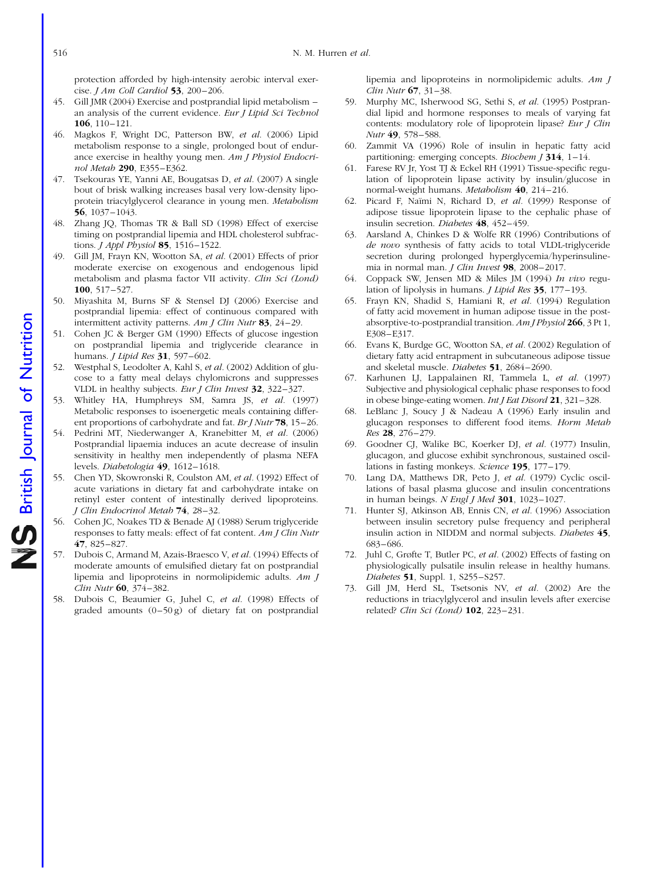protection afforded by high-intensity aerobic interval exercise. *J Am Coll Cardiol* **53**, 200–206.

45. Gill JMR (2004) Exercise and postprandial lipid metabolism – an analysis of the current evidence. *Eur J Lipid Sci Technol* **106**, 110–121.
46. Magkos F, Wright DC, Patterson BW, *et al.* (2006) Lipid metabolism response to a single, prolonged bout of endurance exercise in healthy young men. *Am J Physiol Endocrinol Metab* **290**, E355–E362.
47. Tsekouras YE, Yanni AE, Bougatsas D, *et al.* (2007) A single bout of brisk walking increases basal very low-density lipoprotein triacylglycerol clearance in young men. *Metabolism* **56**, 1037–1043.
48. Zhang JQ, Thomas TR & Ball SD (1998) Effect of exercise timing on postprandial lipemia and HDL cholesterol subfractions. *J Appl Physiol* **85**, 1516–1522.
49. Gill JM, Frayn KN, Wootton SA, *et al.* (2001) Effects of prior moderate exercise on exogenous and endogenous lipid metabolism and plasma factor VII activity. *Clin Sci (Lond)* **100**, 517–527.
50. Miyashita M, Burns SF & Stensel DJ (2006) Exercise and postprandial lipemia: effect of continuous compared with intermittent activity patterns. *Am J Clin Nutr* **83**, 24–29.
51. Cohen JC & Berger GM (1990) Effects of glucose ingestion on postprandial lipemia and triglyceride clearance in humans. *J Lipid Res* **31**, 597–602.
52. Westphal S, Leodolter A, Kahl S, *et al.* (2002) Addition of glucose to a fatty meal delays chylomicrons and suppresses VLDL in healthy subjects. *Eur J Clin Invest* **32**, 322–327.
53. Whitley HA, Humphreys SM, Samra JS, *et al.* (1997) Metabolic responses to isoenergetic meals containing different proportions of carbohydrate and fat. *Br J Nutr* **78**, 15–26.
54. Pedrini MT, Niederwanger A, Kranebitter M, *et al.* (2006) Postprandial lipaemia induces an acute decrease of insulin sensitivity in healthy men independently of plasma NEFA levels. *Diabetologia* **49**, 1612–1618.
55. Chen YD, Skowronski R, Coulston AM, *et al.* (1992) Effect of acute variations in dietary fat and carbohydrate intake on retinyl ester content of intestinally derived lipoproteins. *J Clin Endocrinol Metab* **74**, 28–32.
56. Cohen JC, Noakes TD & Benade AJ (1988) Serum triglyceride responses to fatty meals: effect of fat content. *Am J Clin Nutr* **47**, 825–827.
57. Dubois C, Armand M, Azais-Braesco V, *et al.* (1994) Effects of moderate amounts of emulsified dietary fat on postprandial lipemia and lipoproteins in normolipidemic adults. *Am J Clin Nutr* **60**, 374–382.
58. Dubois C, Beaumier G, Juhel C, *et al.* (1998) Effects of graded amounts (0–50 g) of dietary fat on postprandial lipemia and lipoproteins in normolipidemic adults. *Am J Clin Nutr* **67**, 31–38.
59. Murphy MC, Isherwood SG, Sethi S, *et al.* (1995) Postprandial lipid and hormone responses to meals of varying fat contents: modulatory role of lipoprotein lipase? *Eur J Clin Nutr* **49**, 578–588.
60. Zammit VA (1996) Role of insulin in hepatic fatty acid partitioning: emerging concepts. *Biochem J* **314**, 1–14.
61. Farese RV Jr, Yost TJ & Eckel RH (1991) Tissue-specific regulation of lipoprotein lipase activity by insulin/glucose in normal-weight humans. *Metabolism* **40**, 214–216.
62. Picard F, Naïmi N, Richard D, *et al.* (1999) Response of adipose tissue lipoprotein lipase to the cephalic phase of insulin secretion. *Diabetes* **48**, 452–459.
63. Aarsland A, Chinkes D & Wolfe RR (1996) Contributions of *de novo* synthesis of fatty acids to total VLDL-triglyceride secretion during prolonged hyperglycemia/hyperinsulinemia in normal man. *J Clin Invest* **98**, 2008–2017.
64. Coppack SW, Jensen MD & Miles JM (1994) *In vivo* regulation of lipolysis in humans. *J Lipid Res* **35**, 177–193.
65. Frayn KN, Shadid S, Hamiani R, *et al.* (1994) Regulation of fatty acid movement in human adipose tissue in the postabsorptive-to-postprandial transition. *Am J Physiol* **266**, 3 Pt 1, E308–E317.
66. Evans K, Burdge GC, Wootton SA, *et al.* (2002) Regulation of dietary fatty acid entrapment in subcutaneous adipose tissue and skeletal muscle. *Diabetes* **51**, 2684–2690.
67. Karhunen LJ, Lappalainen RI, Tammela L, *et al.* (1997) Subjective and physiological cephalic phase responses to food in obese binge-eating women. *Int J Eat Disord* **21**, 321–328.
68. LeBlanc J, Soucy J & Nadeau A (1996) Early insulin and glucagon responses to different food items. *Horm Metab Res* **28**, 276–279.
69. Goodner CJ, Walike BC, Koerker DJ, *et al.* (1977) Insulin, glucagon, and glucose exhibit synchronous, sustained oscillations in fasting monkeys. *Science* **195**, 177–179.
70. Lang DA, Matthews DR, Peto J, *et al.* (1979) Cyclic oscillations of basal plasma glucose and insulin concentrations in human beings. *N Engl J Med* **301**, 1023–1027.
71. Hunter SJ, Atkinson AB, Ennis CN, *et al.* (1996) Association between insulin secretory pulse frequency and peripheral insulin action in NIDDM and normal subjects. *Diabetes* **45**, 683–686.
72. Juhl C, Grøfte T, Butler PC, *et al.* (2002) Effects of fasting on physiologically pulsatile insulin release in healthy humans. *Diabetes* **51**, Suppl. 1, S255–S257.
73. Gill JM, Herd SL, Tsetsonis NV, *et al.* (2002) Are the reductions in triacylglycerol and insulin levels after exercise related? *Clin Sci (Lond)* **102**, 223–231.